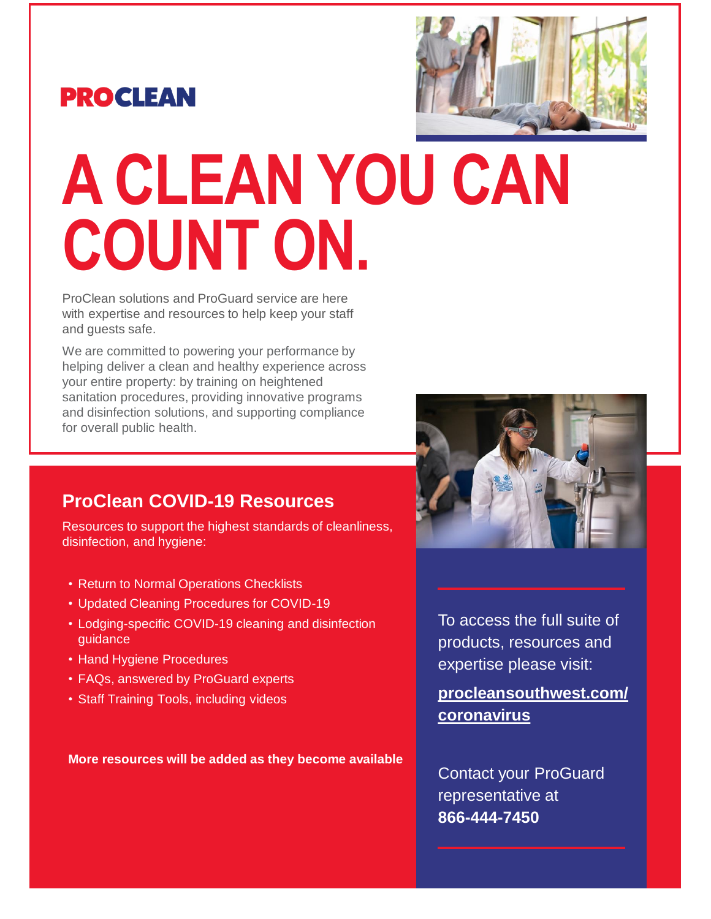**PROCLEAN**

# A CLEAN YOU CAN COUNT ON.

ProClean solutions and ProGuard service are here with expertise and resources to help keep your staff and guests safe.

We are committed to powering your performance by helping deliver a clean and healthy experience across your entire property: by training on heightened sanitation procedures, providing innovative programs and disinfection solutions, and supporting compliance for overall public health.

## ProClean COVID-19 Resources

Resources to support the highest standards of cleanliness, disinfection, and hygiene:

- Return to Normal Operations Checklists
- Updated Cleaning Procedures for COVID-19
- Lodging-specific COVID-19 cleaning and disinfection guidance
- Hand Hygiene Procedures
- FAQs, answered by ProGuard experts
- Staff Training Tools, including videos

**More resources will be added as they become available**

To access the full suite of products, resources and expertise please visit:

**procleansouthwest.com/coronavirus**

Contact your ProGuard representative at **866-444-7450**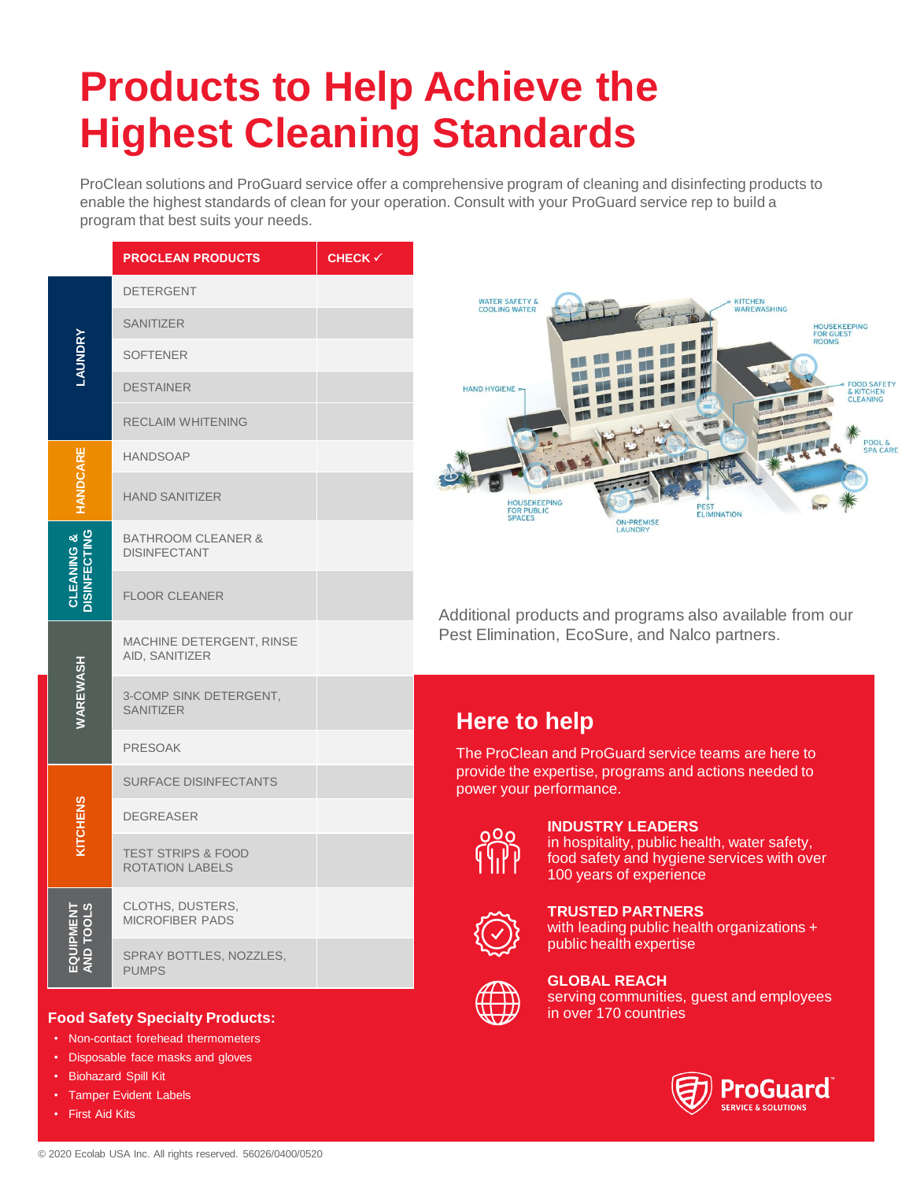# Products to Help Achieve the Highest Cleaning Standards

ProClean solutions and ProGuard service offer a comprehensive program of cleaning and disinfecting products to enable the highest standards of clean for your operation. Consult with your ProGuard service rep to build a program that best suits your needs.

| | PROCLEAN PRODUCTS | CHECK ✓ |
|---|---|---|
| LAUNDRY | DETERGENT | |
| | SANITIZER | |
| | SOFTENER | |
| | DESTAINER | |
| | RECLAIM WHITENING | |
| HANDCARE | HANDSOAP | |
| | HAND SANITIZER | |
| CLEANING & DISINFECTING | BATHROOM CLEANER & DISINFECTANT | |
| | FLOOR CLEANER | |
| WAREWASH | MACHINE DETERGENT, RINSE AID, SANITIZER | |
| | 3-COMP SINK DETERGENT, SANITIZER | |
| | PRESOAK | |
| KITCHENS | SURFACE DISINFECTANTS | |
| | DEGREASER | |
| | TEST STRIPS & FOOD ROTATION LABELS | |
| EQUIPMENT AND TOOLS | CLOTHS, DUSTERS, MICROFIBER PADS | |
| | SPRAY BOTTLES, NOZZLES, PUMPS | |

WATER SAFETY & COOLING WATER
KITCHEN WAREWASHING
HOUSEKEEPING FOR GUEST ROOMS
HAND HYGIENE
FOOD SAFETY & KITCHEN CLEANING
POOL & SPA CARE
HOUSEKEEPING FOR PUBLIC SPACES
PEST ELIMINATION
ON-PREMISE LAUNDRY

Additional products and programs also available from our Pest Elimination, EcoSure, and Nalco partners.

### Food Safety Specialty Products:

- Non-contact forehead thermometers
- Disposable face masks and gloves
- Biohazard Spill Kit
- Tamper Evident Labels
- First Aid Kits

## Here to help

The ProClean and ProGuard service teams are here to provide the expertise, programs and actions needed to power your performance.

**INDUSTRY LEADERS**
in hospitality, public health, water safety, food safety and hygiene services with over 100 years of experience

**TRUSTED PARTNERS**
with leading public health organizations + public health expertise

**GLOBAL REACH**
serving communities, guest and employees in over 170 countries

ProGuard™ SERVICE & SOLUTIONS

© 2020 Ecolab USA Inc. All rights reserved. 56026/0400/0520